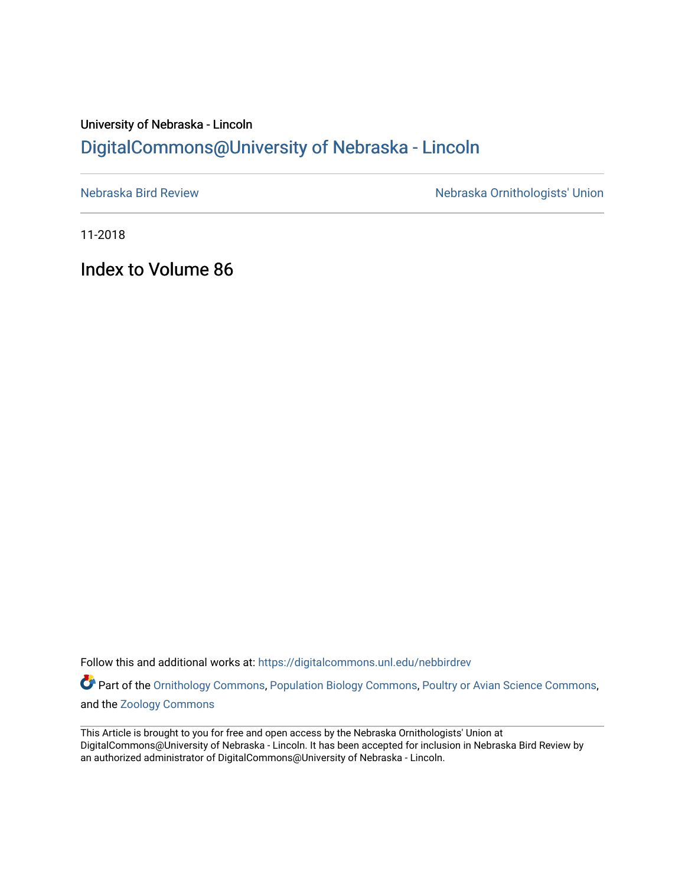University of Nebraska - Lincoln

DigitalCommons@University of Nebraska - Lincoln

Nebraska Bird Review

Nebraska Ornithologists' Union

11-2018

# Index to Volume 86

Follow this and additional works at: https://digitalcommons.unl.edu/nebbirdrev

Part of the Ornithology Commons, Population Biology Commons, Poultry or Avian Science Commons, and the Zoology Commons

This Article is brought to you for free and open access by the Nebraska Ornithologists' Union at DigitalCommons@University of Nebraska - Lincoln. It has been accepted for inclusion in Nebraska Bird Review by an authorized administrator of DigitalCommons@University of Nebraska - Lincoln.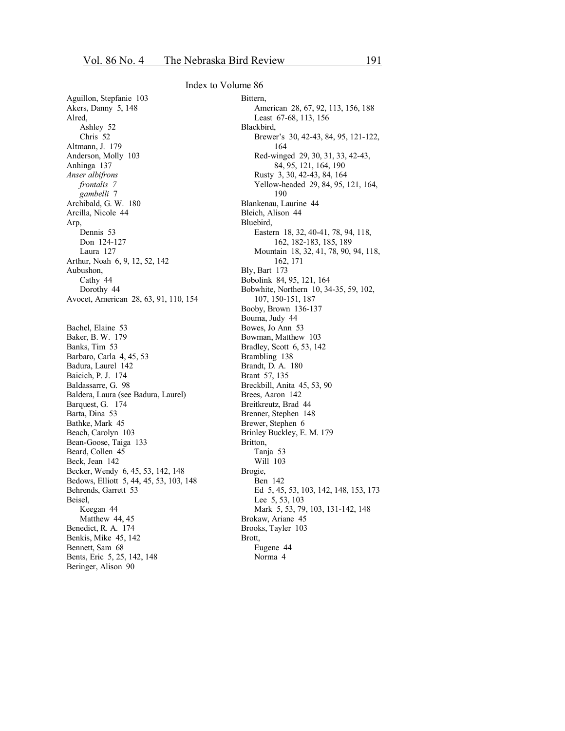## Index to Volume 86

Aguillon, Stepfanie 103
Akers, Danny 5, 148
Alred,
  Ashley 52
  Chris 52
Altmann, J. 179
Anderson, Molly 103
Anhinga 137
*Anser albifrons*
  *frontalis* 7
  *gambelli* 7
Archibald, G. W. 180
Arcilla, Nicole 44
Arp,
  Dennis 53
  Don 124-127
  Laura 127
Arthur, Noah 6, 9, 12, 52, 142
Aubushon,
  Cathy 44
  Dorothy 44
Avocet, American 28, 63, 91, 110, 154

Bachel, Elaine 53
Baker, B. W. 179
Banks, Tim 53
Barbaro, Carla 4, 45, 53
Badura, Laurel 142
Baicich, P. J. 174
Baldassarre, G. 98
Baldera, Laura (see Badura, Laurel)
Barquest, G. 174
Barta, Dina 53
Bathke, Mark 45
Beach, Carolyn 103
Bean-Goose, Taiga 133
Beard, Collen 45
Beck, Jean 142
Becker, Wendy 6, 45, 53, 142, 148
Bedows, Elliott 5, 44, 45, 53, 103, 148
Behrends, Garrett 53
Beisel,
  Keegan 44
  Matthew 44, 45
Benedict, R. A. 174
Benkis, Mike 45, 142
Bennett, Sam 68
Bents, Eric 5, 25, 142, 148
Beringer, Alison 90
Bittern,
  American 28, 67, 92, 113, 156, 188
  Least 67-68, 113, 156
Blackbird,
  Brewer's 30, 42-43, 84, 95, 121-122, 164
  Red-winged 29, 30, 31, 33, 42-43, 84, 95, 121, 164, 190
  Rusty 3, 30, 42-43, 84, 164
  Yellow-headed 29, 84, 95, 121, 164, 190
Blankenau, Laurine 44
Bleich, Alison 44
Bluebird,
  Eastern 18, 32, 40-41, 78, 94, 118, 162, 182-183, 185, 189
  Mountain 18, 32, 41, 78, 90, 94, 118, 162, 171
Bly, Bart 173
Bobolink 84, 95, 121, 164
Bobwhite, Northern 10, 34-35, 59, 102, 107, 150-151, 187
Booby, Brown 136-137
Bouma, Judy 44
Bowes, Jo Ann 53
Bowman, Matthew 103
Bradley, Scott 6, 53, 142
Brambling 138
Brandt, D. A. 180
Brant 57, 135
Breckbill, Anita 45, 53, 90
Brees, Aaron 142
Breitkreutz, Brad 44
Brenner, Stephen 148
Brewer, Stephen 6
Brinley Buckley, E. M. 179
Britton,
  Tanja 53
  Will 103
Brogie,
  Ben 142
  Ed 5, 45, 53, 103, 142, 148, 153, 173
  Lee 5, 53, 103
  Mark 5, 53, 79, 103, 131-142, 148
Brokaw, Ariane 45
Brooks, Tayler 103
Brott,
  Eugene 44
  Norma 4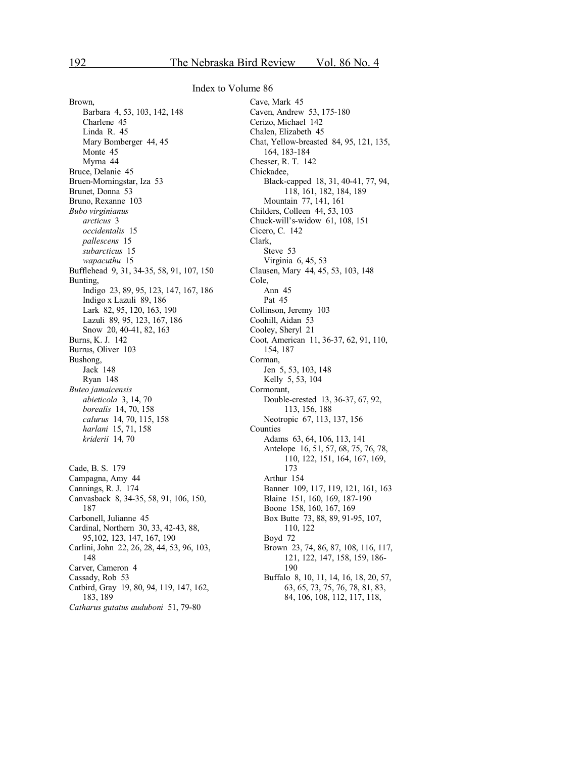## Index to Volume 86

Brown,
- Barbara 4, 53, 103, 142, 148
- Charlene 45
- Linda R. 45
- Mary Bomberger 44, 45
- Monte 45
- Myrna 44

Bruce, Delanie 45
Bruen-Morningstar, Iza 53
Brunet, Donna 53
Bruno, Rexanne 103
*Bubo virginianus*
- *arcticus* 3
- *occidentalis* 15
- *pallescens* 15
- *subarcticus* 15
- *wapacuthu* 15

Bufflehead 9, 31, 34-35, 58, 91, 107, 150
Bunting,
- Indigo 23, 89, 95, 123, 147, 167, 186
- Indigo x Lazuli 89, 186
- Lark 82, 95, 120, 163, 190
- Lazuli 89, 95, 123, 167, 186
- Snow 20, 40-41, 82, 163

Burns, K. J. 142
Burrus, Oliver 103
Bushong,
- Jack 148
- Ryan 148

*Buteo jamaicensis*
- *abieticola* 3, 14, 70
- *borealis* 14, 70, 158
- *calurus* 14, 70, 115, 158
- *harlani* 15, 71, 158
- *kriderii* 14, 70

Cade, B. S. 179
Campagna, Amy 44
Cannings, R. J. 174
Canvasback 8, 34-35, 58, 91, 106, 150, 187
Carbonell, Julianne 45
Cardinal, Northern 30, 33, 42-43, 88, 95,102, 123, 147, 167, 190
Carlini, John 22, 26, 28, 44, 53, 96, 103, 148
Carver, Cameron 4
Cassady, Rob 53
Catbird, Gray 19, 80, 94, 119, 147, 162, 183, 189
*Catharus gutatus auduboni* 51, 79-80
Cave, Mark 45
Caven, Andrew 53, 175-180
Cerizo, Michael 142
Chalen, Elizabeth 45
Chat, Yellow-breasted 84, 95, 121, 135, 164, 183-184
Chesser, R. T. 142
Chickadee,
- Black-capped 18, 31, 40-41, 77, 94, 118, 161, 182, 184, 189
- Mountain 77, 141, 161

Childers, Colleen 44, 53, 103
Chuck-will's-widow 61, 108, 151
Cicero, C. 142
Clark,
- Steve 53
- Virginia 6, 45, 53

Clausen, Mary 44, 45, 53, 103, 148
Cole,
- Ann 45
- Pat 45

Collinson, Jeremy 103
Coohill, Aidan 53
Cooley, Sheryl 21
Coot, American 11, 36-37, 62, 91, 110, 154, 187
Corman,
- Jen 5, 53, 103, 148
- Kelly 5, 53, 104

Cormorant,
- Double-crested 13, 36-37, 67, 92, 113, 156, 188
- Neotropic 67, 113, 137, 156

Counties
- Adams 63, 64, 106, 113, 141
- Antelope 16, 51, 57, 68, 75, 76, 78, 110, 122, 151, 164, 167, 169, 173
- Arthur 154
- Banner 109, 117, 119, 121, 161, 163
- Blaine 151, 160, 169, 187-190
- Boone 158, 160, 167, 169
- Box Butte 73, 88, 89, 91-95, 107, 110, 122
- Boyd 72
- Brown 23, 74, 86, 87, 108, 116, 117, 121, 122, 147, 158, 159, 186-190
- Buffalo 8, 10, 11, 14, 16, 18, 20, 57, 63, 65, 73, 75, 76, 78, 81, 83, 84, 106, 108, 112, 117, 118,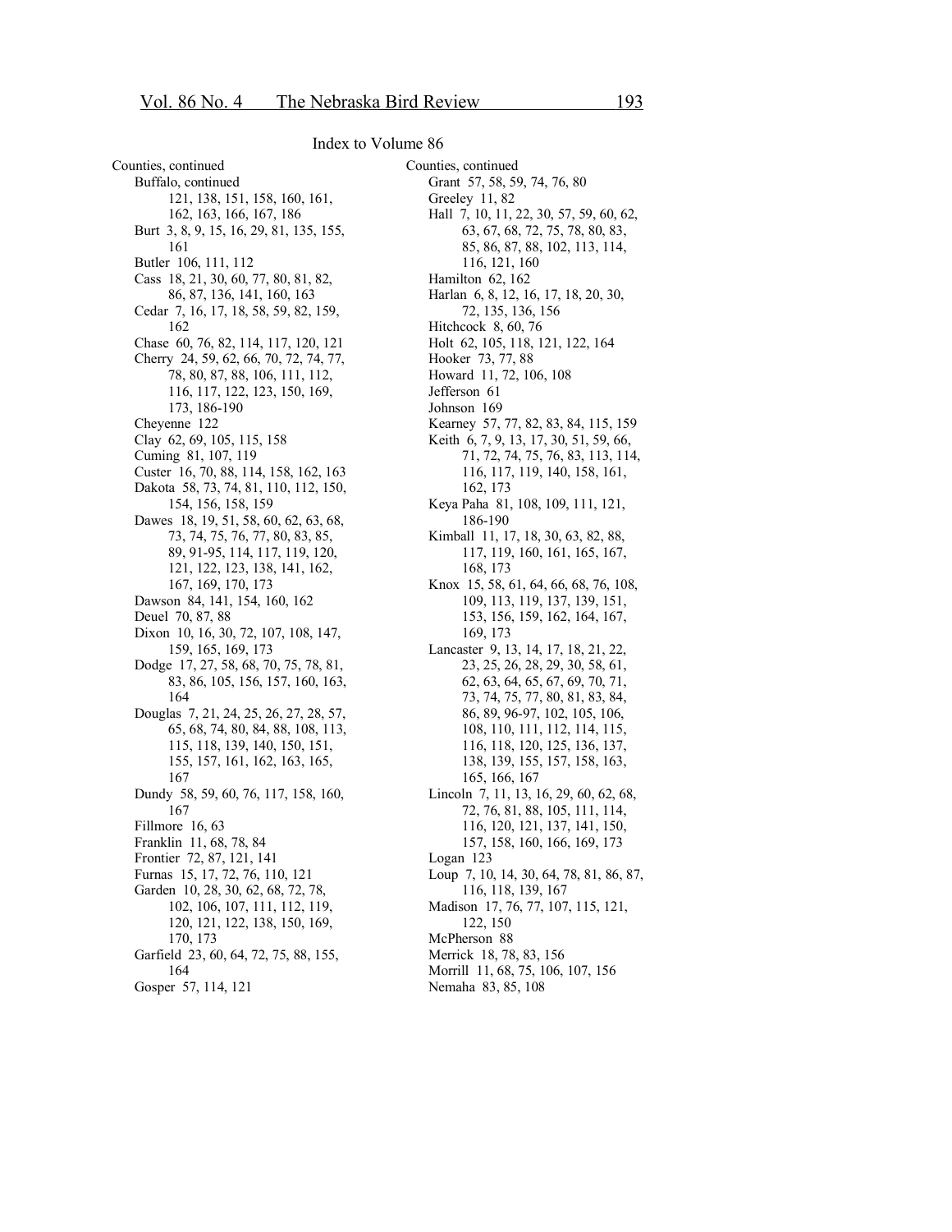Index to Volume 86

Counties, continued

- Buffalo, continued
    - 121, 138, 151, 158, 160, 161, 162, 163, 166, 167, 186
- Burt 3, 8, 9, 15, 16, 29, 81, 135, 155, 161
- Butler 106, 111, 112
- Cass 18, 21, 30, 60, 77, 80, 81, 82, 86, 87, 136, 141, 160, 163
- Cedar 7, 16, 17, 18, 58, 59, 82, 159, 162
- Chase 60, 76, 82, 114, 117, 120, 121
- Cherry 24, 59, 62, 66, 70, 72, 74, 77, 78, 80, 87, 88, 106, 111, 112, 116, 117, 122, 123, 150, 169, 173, 186-190
- Cheyenne 122
- Clay 62, 69, 105, 115, 158
- Cuming 81, 107, 119
- Custer 16, 70, 88, 114, 158, 162, 163
- Dakota 58, 73, 74, 81, 110, 112, 150, 154, 156, 158, 159
- Dawes 18, 19, 51, 58, 60, 62, 63, 68, 73, 74, 75, 76, 77, 80, 83, 85, 89, 91-95, 114, 117, 119, 120, 121, 122, 123, 138, 141, 162, 167, 169, 170, 173
- Dawson 84, 141, 154, 160, 162
- Deuel 70, 87, 88
- Dixon 10, 16, 30, 72, 107, 108, 147, 159, 165, 169, 173
- Dodge 17, 27, 58, 68, 70, 75, 78, 81, 83, 86, 105, 156, 157, 160, 163, 164
- Douglas 7, 21, 24, 25, 26, 27, 28, 57, 65, 68, 74, 80, 84, 88, 108, 113, 115, 118, 139, 140, 150, 151, 155, 157, 161, 162, 163, 165, 167
- Dundy 58, 59, 60, 76, 117, 158, 160, 167
- Fillmore 16, 63
- Franklin 11, 68, 78, 84
- Frontier 72, 87, 121, 141
- Furnas 15, 17, 72, 76, 110, 121
- Garden 10, 28, 30, 62, 68, 72, 78, 102, 106, 107, 111, 112, 119, 120, 121, 122, 138, 150, 169, 170, 173
- Garfield 23, 60, 64, 72, 75, 88, 155, 164
- Gosper 57, 114, 121

Counties, continued

- Grant 57, 58, 59, 74, 76, 80
- Greeley 11, 82
- Hall 7, 10, 11, 22, 30, 57, 59, 60, 62, 63, 67, 68, 72, 75, 78, 80, 83, 85, 86, 87, 88, 102, 113, 114, 116, 121, 160
- Hamilton 62, 162
- Harlan 6, 8, 12, 16, 17, 18, 20, 30, 72, 135, 136, 156
- Hitchcock 8, 60, 76
- Holt 62, 105, 118, 121, 122, 164
- Hooker 73, 77, 88
- Howard 11, 72, 106, 108
- Jefferson 61
- Johnson 169
- Kearney 57, 77, 82, 83, 84, 115, 159
- Keith 6, 7, 9, 13, 17, 30, 51, 59, 66, 71, 72, 74, 75, 76, 83, 113, 114, 116, 117, 119, 140, 158, 161, 162, 173
- Keya Paha 81, 108, 109, 111, 121, 186-190
- Kimball 11, 17, 18, 30, 63, 82, 88, 117, 119, 160, 161, 165, 167, 168, 173
- Knox 15, 58, 61, 64, 66, 68, 76, 108, 109, 113, 119, 137, 139, 151, 153, 156, 159, 162, 164, 167, 169, 173
- Lancaster 9, 13, 14, 17, 18, 21, 22, 23, 25, 26, 28, 29, 30, 58, 61, 62, 63, 64, 65, 67, 69, 70, 71, 73, 74, 75, 77, 80, 81, 83, 84, 86, 89, 96-97, 102, 105, 106, 108, 110, 111, 112, 114, 115, 116, 118, 120, 125, 136, 137, 138, 139, 155, 157, 158, 163, 165, 166, 167
- Lincoln 7, 11, 13, 16, 29, 60, 62, 68, 72, 76, 81, 88, 105, 111, 114, 116, 120, 121, 137, 141, 150, 157, 158, 160, 166, 169, 173
- Logan 123
- Loup 7, 10, 14, 30, 64, 78, 81, 86, 87, 116, 118, 139, 167
- Madison 17, 76, 77, 107, 115, 121, 122, 150
- McPherson 88
- Merrick 18, 78, 83, 156
- Morrill 11, 68, 75, 106, 107, 156
- Nemaha 83, 85, 108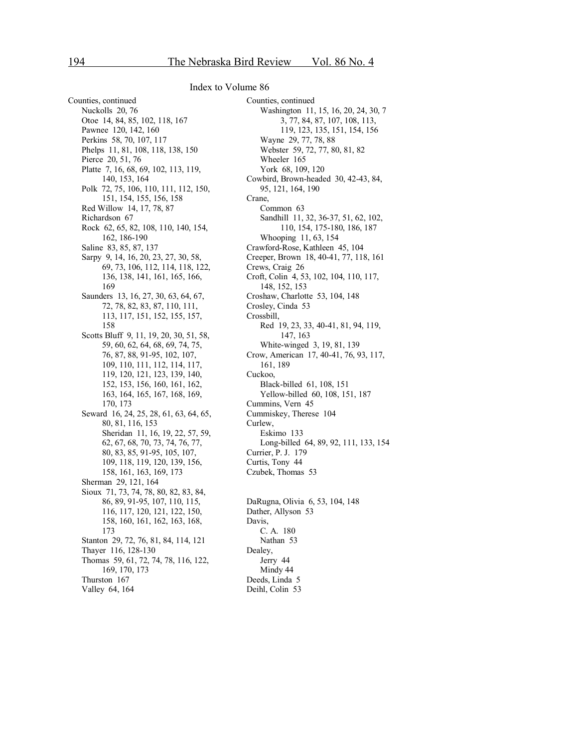Index to Volume 86

Counties, continued
- Nuckolls 20, 76
- Otoe 14, 84, 85, 102, 118, 167
- Pawnee 120, 142, 160
- Perkins 58, 70, 107, 117
- Phelps 11, 81, 108, 118, 138, 150
- Pierce 20, 51, 76
- Platte 7, 16, 68, 69, 102, 113, 119, 140, 153, 164
- Polk 72, 75, 106, 110, 111, 112, 150, 151, 154, 155, 156, 158
- Red Willow 14, 17, 78, 87
- Richardson 67
- Rock 62, 65, 82, 108, 110, 140, 154, 162, 186-190
- Saline 83, 85, 87, 137
- Sarpy 9, 14, 16, 20, 23, 27, 30, 58, 69, 73, 106, 112, 114, 118, 122, 136, 138, 141, 161, 165, 166, 169
- Saunders 13, 16, 27, 30, 63, 64, 67, 72, 78, 82, 83, 87, 110, 111, 113, 117, 151, 152, 155, 157, 158
- Scotts Bluff 9, 11, 19, 20, 30, 51, 58, 59, 60, 62, 64, 68, 69, 74, 75, 76, 87, 88, 91-95, 102, 107, 109, 110, 111, 112, 114, 117, 119, 120, 121, 123, 139, 140, 152, 153, 156, 160, 161, 162, 163, 164, 165, 167, 168, 169, 170, 173
- Seward 16, 24, 25, 28, 61, 63, 64, 65, 80, 81, 116, 153
- Sheridan 11, 16, 19, 22, 57, 59, 62, 67, 68, 70, 73, 74, 76, 77, 80, 83, 85, 91-95, 105, 107, 109, 118, 119, 120, 139, 156, 158, 161, 163, 169, 173
- Sherman 29, 121, 164
- Sioux 71, 73, 74, 78, 80, 82, 83, 84, 86, 89, 91-95, 107, 110, 115, 116, 117, 120, 121, 122, 150, 158, 160, 161, 162, 163, 168, 173
- Stanton 29, 72, 76, 81, 84, 114, 121
- Thayer 116, 128-130
- Thomas 59, 61, 72, 74, 78, 116, 122, 169, 170, 173
- Thurston 167
- Valley 64, 164

Counties, continued
- Washington 11, 15, 16, 20, 24, 30, 73, 77, 84, 87, 107, 108, 113, 119, 123, 135, 151, 154, 156
- Wayne 29, 77, 78, 88
- Webster 59, 72, 77, 80, 81, 82
- Wheeler 165
- York 68, 109, 120

Cowbird, Brown-headed 30, 42-43, 84, 95, 121, 164, 190

Crane,
- Common 63
- Sandhill 11, 32, 36-37, 51, 62, 102, 110, 154, 175-180, 186, 187
- Whooping 11, 63, 154

Crawford-Rose, Kathleen 45, 104

Creeper, Brown 18, 40-41, 77, 118, 161

Crews, Craig 26

Croft, Colin 4, 53, 102, 104, 110, 117, 148, 152, 153

Croshaw, Charlotte 53, 104, 148

Crosley, Cinda 53

Crossbill,
- Red 19, 23, 33, 40-41, 81, 94, 119, 147, 163
- White-winged 3, 19, 81, 139

Crow, American 17, 40-41, 76, 93, 117, 161, 189

Cuckoo,
- Black-billed 61, 108, 151
- Yellow-billed 60, 108, 151, 187

Cummins, Vern 45

Cummiskey, Therese 104

Curlew,
- Eskimo 133
- Long-billed 64, 89, 92, 111, 133, 154

Currier, P. J. 179

Curtis, Tony 44

Czubek, Thomas 53

DaRugna, Olivia 6, 53, 104, 148

Dather, Allyson 53

Davis,
- C. A. 180
- Nathan 53

Dealey,
- Jerry 44
- Mindy 44

Deeds, Linda 5

Deihl, Colin 53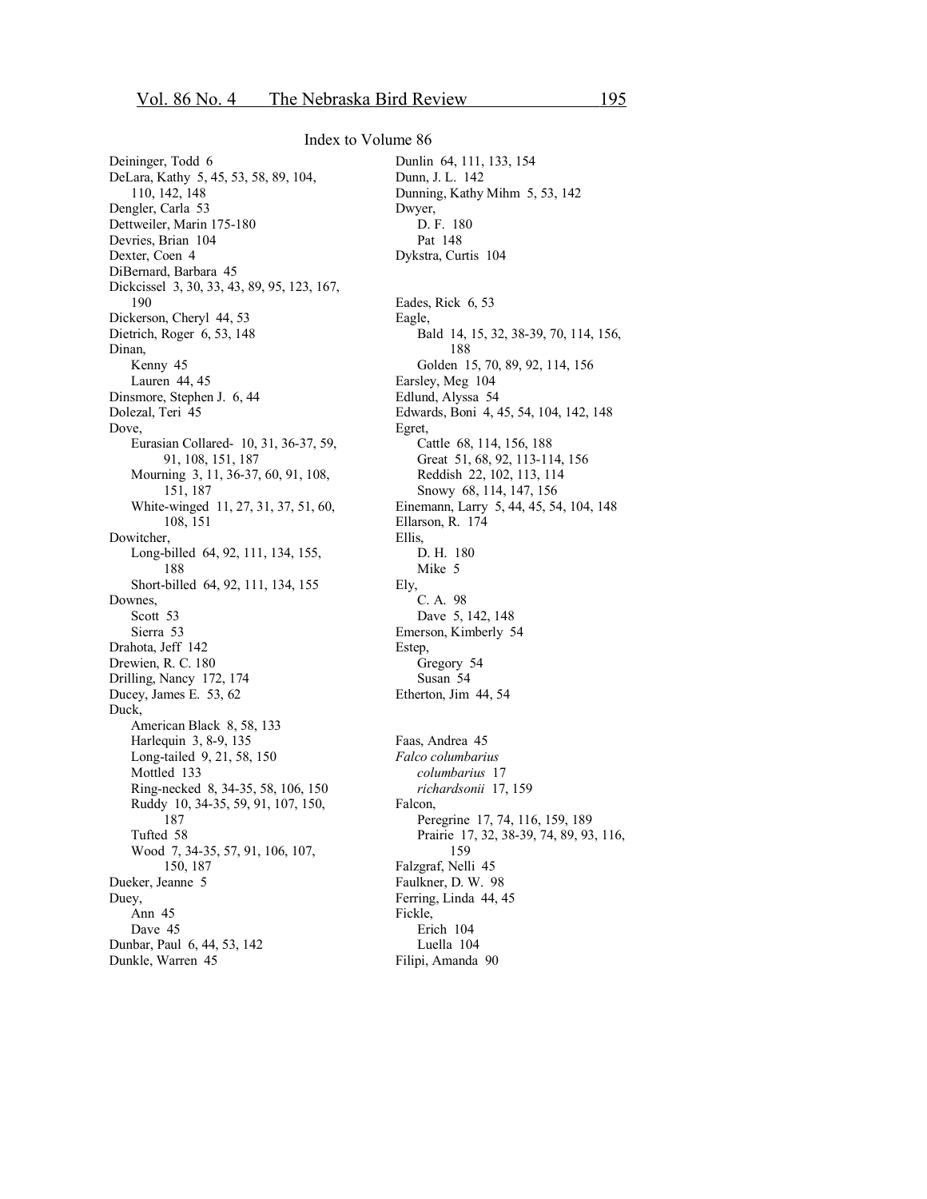Index to Volume 86

Deininger, Todd 6
DeLara, Kathy 5, 45, 53, 58, 89, 104, 110, 142, 148
Dengler, Carla 53
Dettweiler, Marin 175-180
Devries, Brian 104
Dexter, Coen 4
DiBernard, Barbara 45
Dickcissel 3, 30, 33, 43, 89, 95, 123, 167, 190
Dickerson, Cheryl 44, 53
Dietrich, Roger 6, 53, 148
Dinan,
- Kenny 45
- Lauren 44, 45

Dinsmore, Stephen J. 6, 44
Dolezal, Teri 45
Dove,
- Eurasian Collared- 10, 31, 36-37, 59, 91, 108, 151, 187
- Mourning 3, 11, 36-37, 60, 91, 108, 151, 187
- White-winged 11, 27, 31, 37, 51, 60, 108, 151

Dowitcher,
- Long-billed 64, 92, 111, 134, 155, 188
- Short-billed 64, 92, 111, 134, 155

Downes,
- Scott 53
- Sierra 53

Drahota, Jeff 142
Drewien, R. C. 180
Drilling, Nancy 172, 174
Ducey, James E. 53, 62
Duck,
- American Black 8, 58, 133
- Harlequin 3, 8-9, 135
- Long-tailed 9, 21, 58, 150
- Mottled 133
- Ring-necked 8, 34-35, 58, 106, 150
- Ruddy 10, 34-35, 59, 91, 107, 150, 187
- Tufted 58
- Wood 7, 34-35, 57, 91, 106, 107, 150, 187

Dueker, Jeanne 5
Duey,
- Ann 45
- Dave 45

Dunbar, Paul 6, 44, 53, 142
Dunkle, Warren 45
Dunlin 64, 111, 133, 154
Dunn, J. L. 142
Dunning, Kathy Mihm 5, 53, 142
Dwyer,
- D. F. 180
- Pat 148

Dykstra, Curtis 104

Eades, Rick 6, 53
Eagle,
- Bald 14, 15, 32, 38-39, 70, 114, 156, 188
- Golden 15, 70, 89, 92, 114, 156

Earsley, Meg 104
Edlund, Alyssa 54
Edwards, Boni 4, 45, 54, 104, 142, 148
Egret,
- Cattle 68, 114, 156, 188
- Great 51, 68, 92, 113-114, 156
- Reddish 22, 102, 113, 114
- Snowy 68, 114, 147, 156

Einemann, Larry 5, 44, 45, 54, 104, 148
Ellarson, R. 174
Ellis,
- D. H. 180
- Mike 5

Ely,
- C. A. 98
- Dave 5, 142, 148

Emerson, Kimberly 54
Estep,
- Gregory 54
- Susan 54

Etherton, Jim 44, 54

Faas, Andrea 45
*Falco columbarius*
- *columbarius* 17
- *richardsonii* 17, 159

Falcon,
- Peregrine 17, 74, 116, 159, 189
- Prairie 17, 32, 38-39, 74, 89, 93, 116, 159

Falzgraf, Nelli 45
Faulkner, D. W. 98
Ferring, Linda 44, 45
Fickle,
- Erich 104
- Luella 104

Filipi, Amanda 90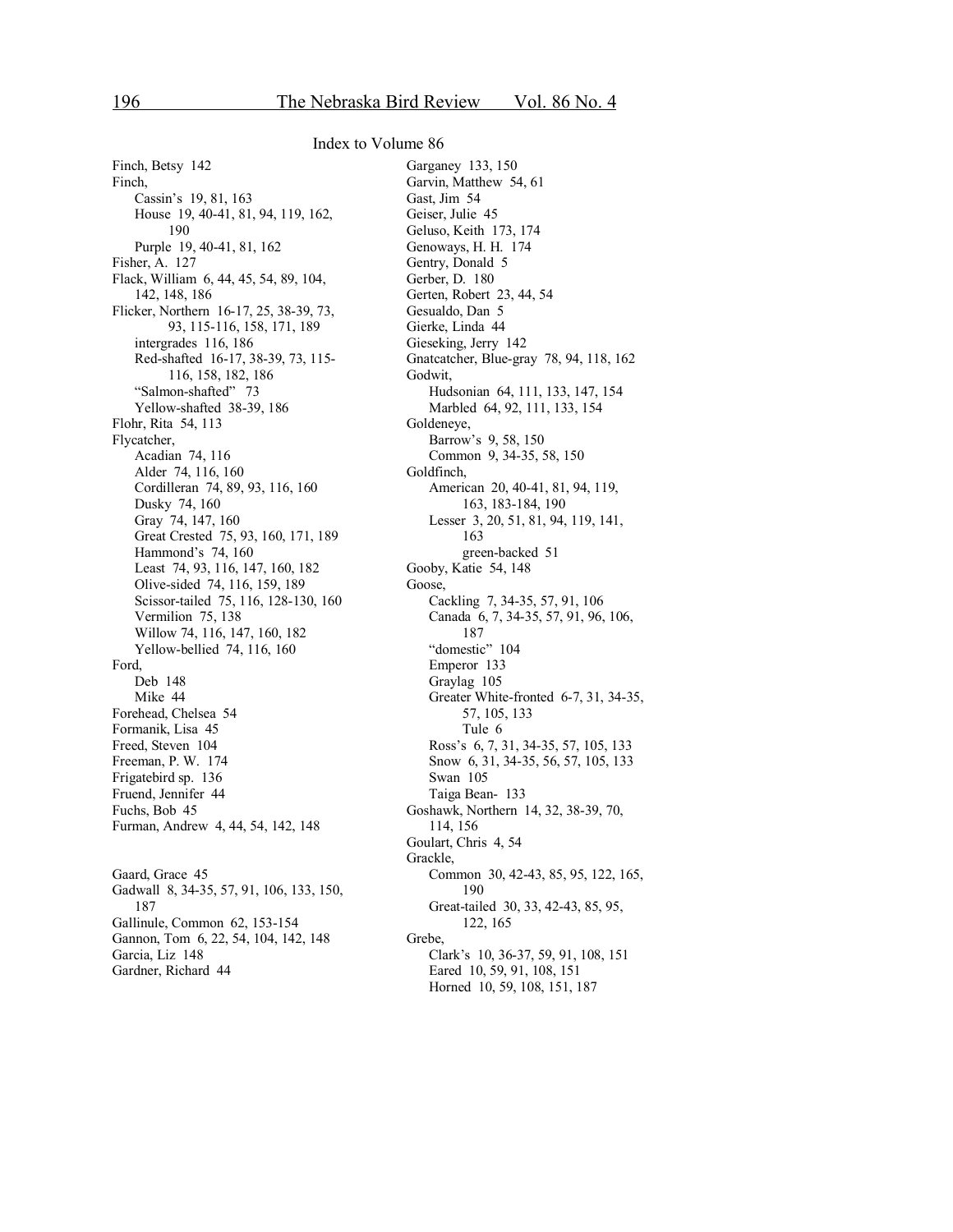## Index to Volume 86

Finch, Betsy 142
Finch,
- Cassin's 19, 81, 163
- House 19, 40-41, 81, 94, 119, 162, 190
- Purple 19, 40-41, 81, 162

Fisher, A. 127
Flack, William 6, 44, 45, 54, 89, 104, 142, 148, 186
Flicker, Northern 16-17, 25, 38-39, 73, 93, 115-116, 158, 171, 189
- intergrades 116, 186
- Red-shafted 16-17, 38-39, 73, 115-116, 158, 182, 186
- "Salmon-shafted" 73
- Yellow-shafted 38-39, 186

Flohr, Rita 54, 113
Flycatcher,
- Acadian 74, 116
- Alder 74, 116, 160
- Cordilleran 74, 89, 93, 116, 160
- Dusky 74, 160
- Gray 74, 147, 160
- Great Crested 75, 93, 160, 171, 189
- Hammond's 74, 160
- Least 74, 93, 116, 147, 160, 182
- Olive-sided 74, 116, 159, 189
- Scissor-tailed 75, 116, 128-130, 160
- Vermilion 75, 138
- Willow 74, 116, 147, 160, 182
- Yellow-bellied 74, 116, 160

Ford,
- Deb 148
- Mike 44

Forehead, Chelsea 54
Formanik, Lisa 45
Freed, Steven 104
Freeman, P. W. 174
Frigatebird sp. 136
Fruend, Jennifer 44
Fuchs, Bob 45
Furman, Andrew 4, 44, 54, 142, 148

Gaard, Grace 45
Gadwall 8, 34-35, 57, 91, 106, 133, 150, 187
Gallinule, Common 62, 153-154
Gannon, Tom 6, 22, 54, 104, 142, 148
Garcia, Liz 148
Gardner, Richard 44
Garganey 133, 150
Garvin, Matthew 54, 61
Gast, Jim 54
Geiser, Julie 45
Geluso, Keith 173, 174
Genoways, H. H. 174
Gentry, Donald 5
Gerber, D. 180
Gerten, Robert 23, 44, 54
Gesualdo, Dan 5
Gierke, Linda 44
Gieseking, Jerry 142
Gnatcatcher, Blue-gray 78, 94, 118, 162
Godwit,
- Hudsonian 64, 111, 133, 147, 154
- Marbled 64, 92, 111, 133, 154

Goldeneye,
- Barrow's 9, 58, 150
- Common 9, 34-35, 58, 150

Goldfinch,
- American 20, 40-41, 81, 94, 119, 163, 183-184, 190
- Lesser 3, 20, 51, 81, 94, 119, 141, 163
  - green-backed 51

Gooby, Katie 54, 148
Goose,
- Cackling 7, 34-35, 57, 91, 106
- Canada 6, 7, 34-35, 57, 91, 96, 106, 187
- "domestic" 104
- Emperor 133
- Graylag 105
- Greater White-fronted 6-7, 31, 34-35, 57, 105, 133
  - Tule 6
- Ross's 6, 7, 31, 34-35, 57, 105, 133
- Snow 6, 31, 34-35, 56, 57, 105, 133
- Swan 105
- Taiga Bean- 133

Goshawk, Northern 14, 32, 38-39, 70, 114, 156
Goulart, Chris 4, 54
Grackle,
- Common 30, 42-43, 85, 95, 122, 165, 190
- Great-tailed 30, 33, 42-43, 85, 95, 122, 165

Grebe,
- Clark's 10, 36-37, 59, 91, 108, 151
- Eared 10, 59, 91, 108, 151
- Horned 10, 59, 108, 151, 187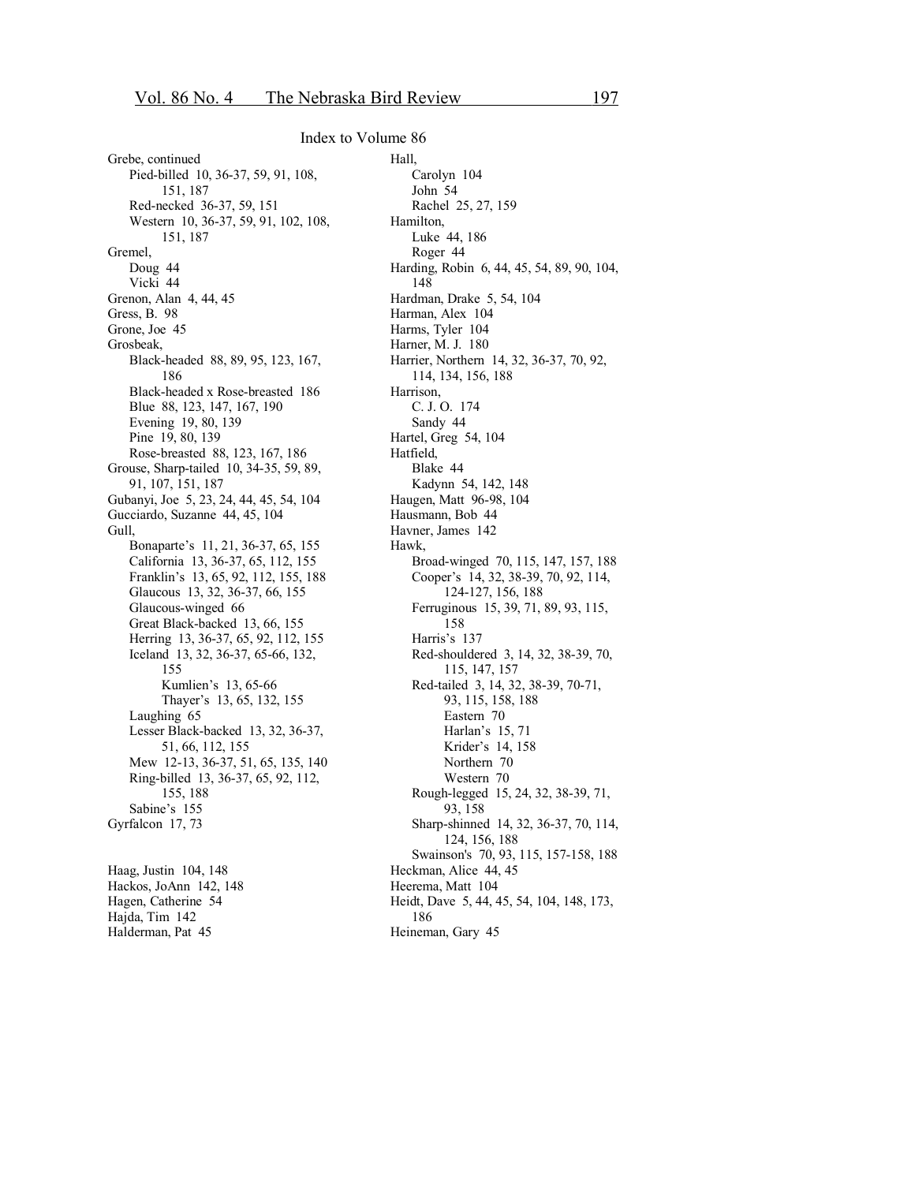Index to Volume 86

Grebe, continued
- Pied-billed 10, 36-37, 59, 91, 108, 151, 187
- Red-necked 36-37, 59, 151
- Western 10, 36-37, 59, 91, 102, 108, 151, 187

Gremel,
- Doug 44
- Vicki 44

Grenon, Alan 4, 44, 45
Gress, B. 98
Grone, Joe 45
Grosbeak,
- Black-headed 88, 89, 95, 123, 167, 186
- Black-headed x Rose-breasted 186
- Blue 88, 123, 147, 167, 190
- Evening 19, 80, 139
- Pine 19, 80, 139
- Rose-breasted 88, 123, 167, 186

Grouse, Sharp-tailed 10, 34-35, 59, 89, 91, 107, 151, 187
Gubanyi, Joe 5, 23, 24, 44, 45, 54, 104
Gucciardo, Suzanne 44, 45, 104
Gull,
- Bonaparte's 11, 21, 36-37, 65, 155
- California 13, 36-37, 65, 112, 155
- Franklin's 13, 65, 92, 112, 155, 188
- Glaucous 13, 32, 36-37, 66, 155
- Glaucous-winged 66
- Great Black-backed 13, 66, 155
- Herring 13, 36-37, 65, 92, 112, 155
- Iceland 13, 32, 36-37, 65-66, 132, 155
  - Kumlien's 13, 65-66
  - Thayer's 13, 65, 132, 155
- Laughing 65
- Lesser Black-backed 13, 32, 36-37, 51, 66, 112, 155
- Mew 12-13, 36-37, 51, 65, 135, 140
- Ring-billed 13, 36-37, 65, 92, 112, 155, 188
- Sabine's 155

Gyrfalcon 17, 73

Haag, Justin 104, 148
Hackos, JoAnn 142, 148
Hagen, Catherine 54
Hajda, Tim 142
Halderman, Pat 45
Hall,
- Carolyn 104
- John 54
- Rachel 25, 27, 159

Hamilton,
- Luke 44, 186
- Roger 44

Harding, Robin 6, 44, 45, 54, 89, 90, 104, 148
Hardman, Drake 5, 54, 104
Harman, Alex 104
Harms, Tyler 104
Harner, M. J. 180
Harrier, Northern 14, 32, 36-37, 70, 92, 114, 134, 156, 188
Harrison,
- C. J. O. 174
- Sandy 44

Hartel, Greg 54, 104
Hatfield,
- Blake 44
- Kadynn 54, 142, 148

Haugen, Matt 96-98, 104
Hausmann, Bob 44
Havner, James 142
Hawk,
- Broad-winged 70, 115, 147, 157, 188
- Cooper's 14, 32, 38-39, 70, 92, 114, 124-127, 156, 188
- Ferruginous 15, 39, 71, 89, 93, 115, 158
- Harris's 137
- Red-shouldered 3, 14, 32, 38-39, 70, 115, 147, 157
- Red-tailed 3, 14, 32, 38-39, 70-71, 93, 115, 158, 188
  - Eastern 70
  - Harlan's 15, 71
  - Krider's 14, 158
  - Northern 70
  - Western 70
- Rough-legged 15, 24, 32, 38-39, 71, 93, 158
- Sharp-shinned 14, 32, 36-37, 70, 114, 124, 156, 188
- Swainson's 70, 93, 115, 157-158, 188

Heckman, Alice 44, 45
Heerema, Matt 104
Heidt, Dave 5, 44, 45, 54, 104, 148, 173, 186
Heineman, Gary 45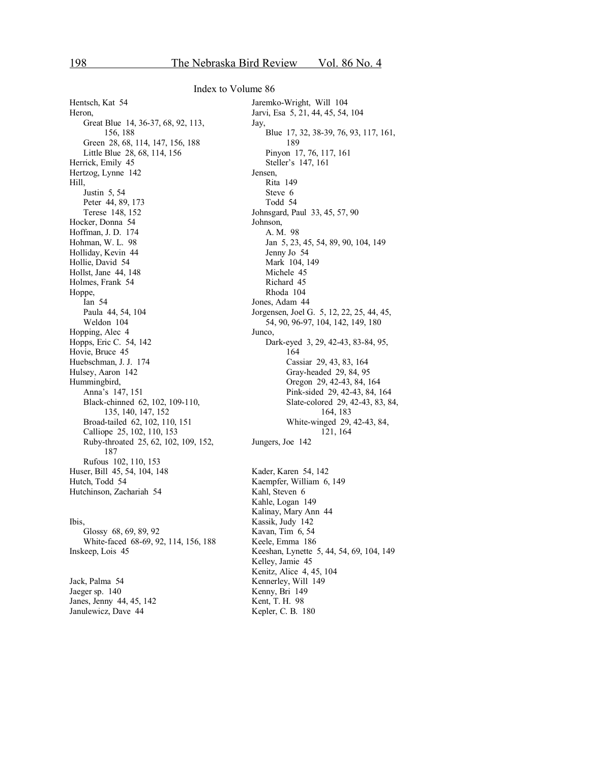## Index to Volume 86

Hentsch, Kat 54
Heron,
- Great Blue 14, 36-37, 68, 92, 113, 156, 188
- Green 28, 68, 114, 147, 156, 188
- Little Blue 28, 68, 114, 156

Herrick, Emily 45
Hertzog, Lynne 142
Hill,
- Justin 5, 54
- Peter 44, 89, 173
- Terese 148, 152

Hocker, Donna 54
Hoffman, J. D. 174
Hohman, W. L. 98
Holliday, Kevin 44
Hollie, David 54
Hollst, Jane 44, 148
Holmes, Frank 54
Hoppe,
- Ian 54
- Paula 44, 54, 104
- Weldon 104

Hopping, Alec 4
Hopps, Eric C. 54, 142
Hovie, Bruce 45
Huebschman, J. J. 174
Hulsey, Aaron 142
Hummingbird,
- Anna's 147, 151
- Black-chinned 62, 102, 109-110, 135, 140, 147, 152
- Broad-tailed 62, 102, 110, 151
- Calliope 25, 102, 110, 153
- Ruby-throated 25, 62, 102, 109, 152, 187
- Rufous 102, 110, 153

Huser, Bill 45, 54, 104, 148
Hutch, Todd 54
Hutchinson, Zachariah 54

Ibis,
- Glossy 68, 69, 89, 92
- White-faced 68-69, 92, 114, 156, 188

Inskeep, Lois 45

Jack, Palma 54
Jaeger sp. 140
Janes, Jenny 44, 45, 142
Janulewicz, Dave 44
Jaremko-Wright, Will 104
Jarvi, Esa 5, 21, 44, 45, 54, 104
Jay,
- Blue 17, 32, 38-39, 76, 93, 117, 161, 189
- Pinyon 17, 76, 117, 161
- Steller's 147, 161

Jensen,
- Rita 149
- Steve 6
- Todd 54

Johnsgard, Paul 33, 45, 57, 90
Johnson,
- A. M. 98
- Jan 5, 23, 45, 54, 89, 90, 104, 149
- Jenny Jo 54
- Mark 104, 149
- Michele 45
- Richard 45
- Rhoda 104

Jones, Adam 44
Jorgensen, Joel G. 5, 12, 22, 25, 44, 45, 54, 90, 96-97, 104, 142, 149, 180
Junco,
- Dark-eyed 3, 29, 42-43, 83-84, 95, 164
  - Cassiar 29, 43, 83, 164
  - Gray-headed 29, 84, 95
  - Oregon 29, 42-43, 84, 164
  - Pink-sided 29, 42-43, 84, 164
  - Slate-colored 29, 42-43, 83, 84, 164, 183
  - White-winged 29, 42-43, 84, 121, 164

Jungers, Joe 142

Kader, Karen 54, 142
Kaempfer, William 6, 149
Kahl, Steven 6
Kahle, Logan 149
Kalinay, Mary Ann 44
Kassik, Judy 142
Kavan, Tim 6, 54
Keele, Emma 186
Keeshan, Lynette 5, 44, 54, 69, 104, 149
Kelley, Jamie 45
Kenitz, Alice 4, 45, 104
Kennerley, Will 149
Kenny, Bri 149
Kent, T. H. 98
Kepler, C. B. 180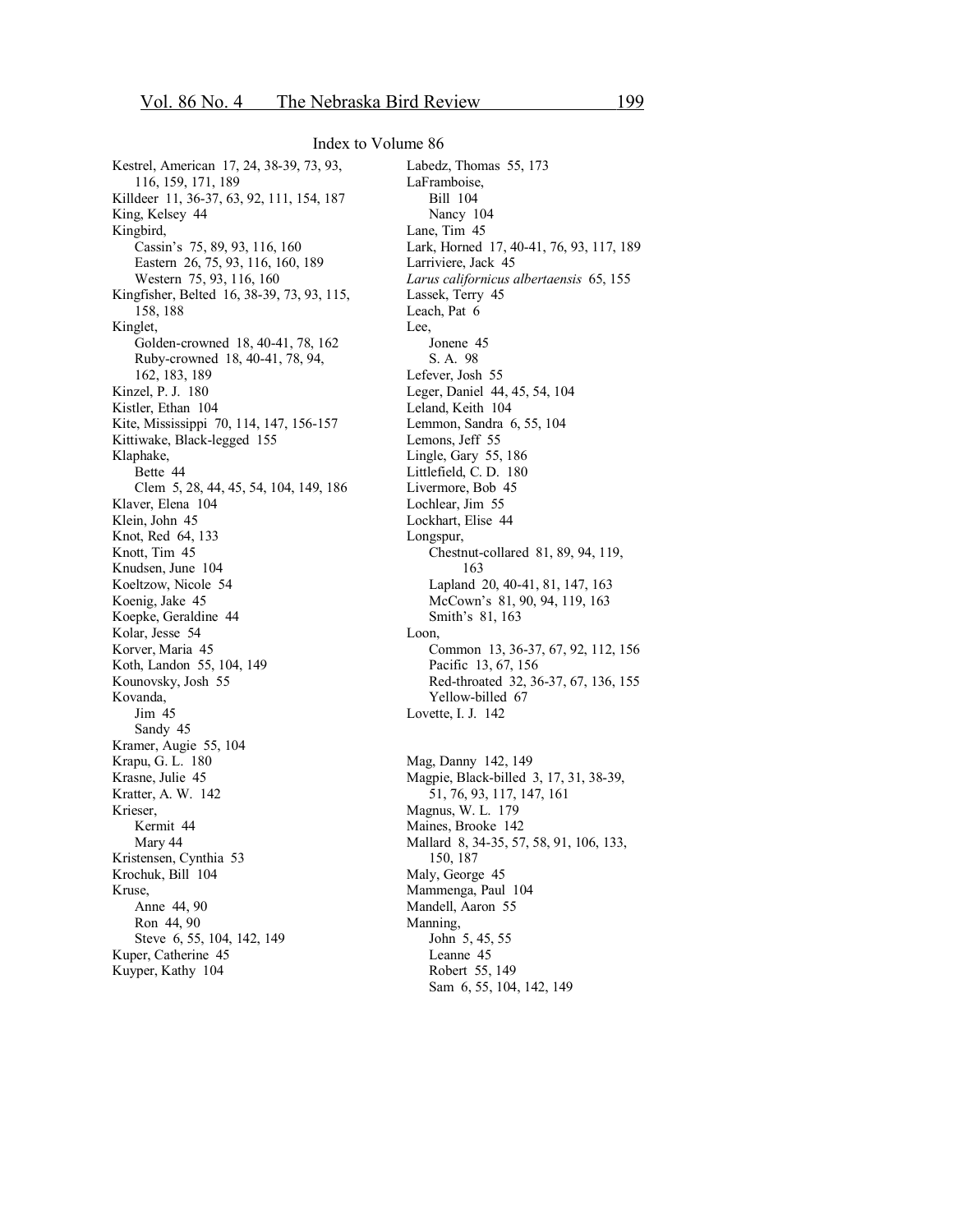## Index to Volume 86

Kestrel, American 17, 24, 38-39, 73, 93, 116, 159, 171, 189
Killdeer 11, 36-37, 63, 92, 111, 154, 187
King, Kelsey 44
Kingbird,
- Cassin's 75, 89, 93, 116, 160
- Eastern 26, 75, 93, 116, 160, 189
- Western 75, 93, 116, 160

Kingfisher, Belted 16, 38-39, 73, 93, 115, 158, 188
Kinglet,
- Golden-crowned 18, 40-41, 78, 162
- Ruby-crowned 18, 40-41, 78, 94, 162, 183, 189

Kinzel, P. J. 180
Kistler, Ethan 104
Kite, Mississippi 70, 114, 147, 156-157
Kittiwake, Black-legged 155
Klaphake,
- Bette 44
- Clem 5, 28, 44, 45, 54, 104, 149, 186

Klaver, Elena 104
Klein, John 45
Knot, Red 64, 133
Knott, Tim 45
Knudsen, June 104
Koeltzow, Nicole 54
Koenig, Jake 45
Koepke, Geraldine 44
Kolar, Jesse 54
Korver, Maria 45
Koth, Landon 55, 104, 149
Kounovsky, Josh 55
Kovanda,
- Jim 45
- Sandy 45

Kramer, Augie 55, 104
Krapu, G. L. 180
Krasne, Julie 45
Kratter, A. W. 142
Krieser,
- Kermit 44
- Mary 44

Kristensen, Cynthia 53
Krochuk, Bill 104
Kruse,
- Anne 44, 90
- Ron 44, 90
- Steve 6, 55, 104, 142, 149

Kuper, Catherine 45
Kuyper, Kathy 104
Labedz, Thomas 55, 173
LaFramboise,
- Bill 104
- Nancy 104

Lane, Tim 45
Lark, Horned 17, 40-41, 76, 93, 117, 189
Larriviere, Jack 45
*Larus californicus albertaensis* 65, 155
Lassek, Terry 45
Leach, Pat 6
Lee,
- Jonene 45
- S. A. 98

Lefever, Josh 55
Leger, Daniel 44, 45, 54, 104
Leland, Keith 104
Lemmon, Sandra 6, 55, 104
Lemons, Jeff 55
Lingle, Gary 55, 186
Littlefield, C. D. 180
Livermore, Bob 45
Lochlear, Jim 55
Lockhart, Elise 44
Longspur,
- Chestnut-collared 81, 89, 94, 119, 163
- Lapland 20, 40-41, 81, 147, 163
- McCown's 81, 90, 94, 119, 163
- Smith's 81, 163

Loon,
- Common 13, 36-37, 67, 92, 112, 156
- Pacific 13, 67, 156
- Red-throated 32, 36-37, 67, 136, 155
- Yellow-billed 67

Lovette, I. J. 142

Mag, Danny 142, 149
Magpie, Black-billed 3, 17, 31, 38-39, 51, 76, 93, 117, 147, 161
Magnus, W. L. 179
Maines, Brooke 142
Mallard 8, 34-35, 57, 58, 91, 106, 133, 150, 187
Maly, George 45
Mammenga, Paul 104
Mandell, Aaron 55
Manning,
- John 5, 45, 55
- Leanne 45
- Robert 55, 149
- Sam 6, 55, 104, 142, 149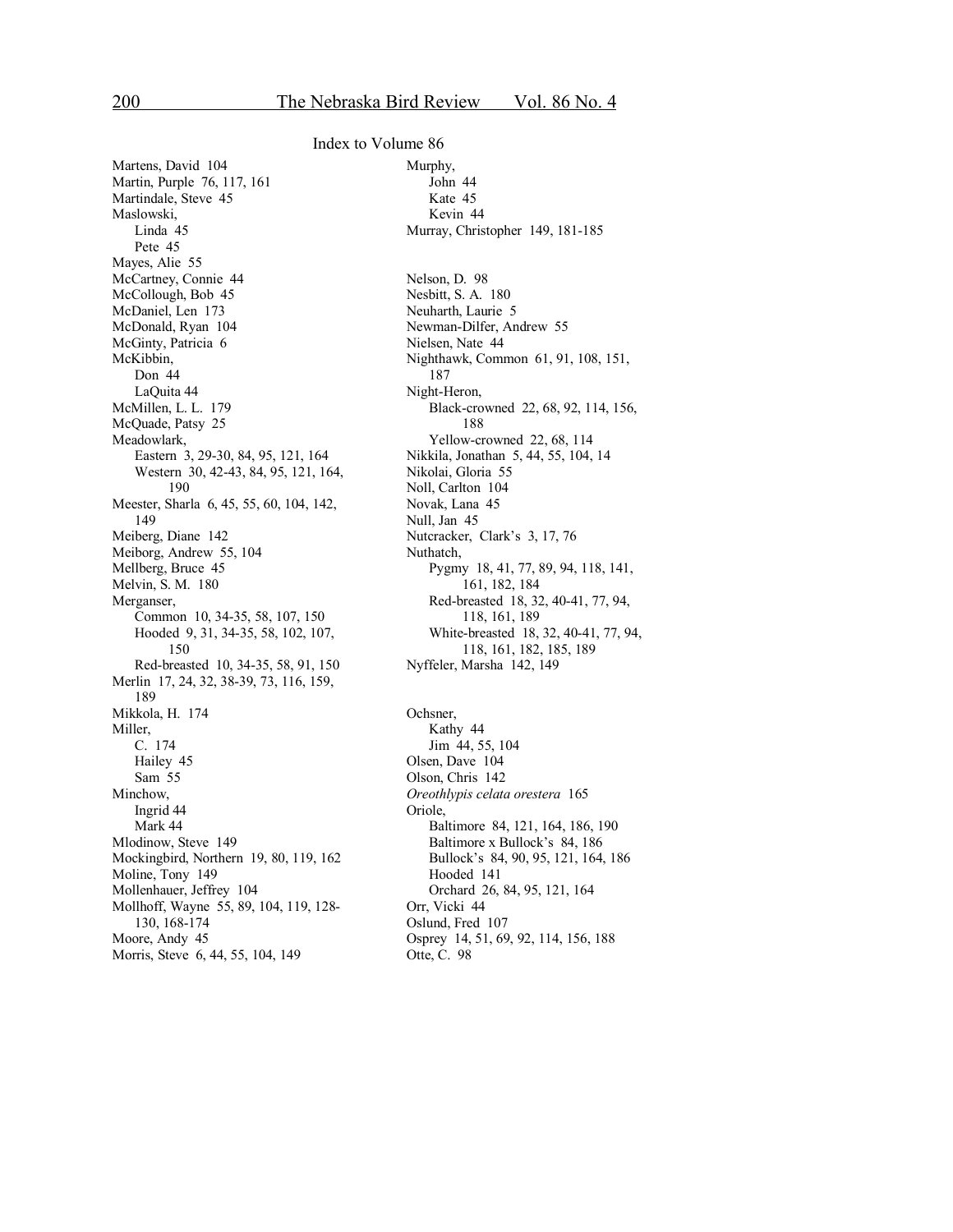Index to Volume 86

Martens, David 104
Martin, Purple 76, 117, 161
Martindale, Steve 45
Maslowski,
  Linda 45
  Pete 45
Mayes, Alie 55
McCartney, Connie 44
McCollough, Bob 45
McDaniel, Len 173
McDonald, Ryan 104
McGinty, Patricia 6
McKibbin,
  Don 44
  LaQuita 44
McMillen, L. L. 179
McQuade, Patsy 25
Meadowlark,
  Eastern 3, 29-30, 84, 95, 121, 164
  Western 30, 42-43, 84, 95, 121, 164, 190
Meester, Sharla 6, 45, 55, 60, 104, 142, 149
Meiberg, Diane 142
Meiborg, Andrew 55, 104
Mellberg, Bruce 45
Melvin, S. M. 180
Merganser,
  Common 10, 34-35, 58, 107, 150
  Hooded 9, 31, 34-35, 58, 102, 107, 150
  Red-breasted 10, 34-35, 58, 91, 150
Merlin 17, 24, 32, 38-39, 73, 116, 159, 189
Mikkola, H. 174
Miller,
  C. 174
  Hailey 45
  Sam 55
Minchow,
  Ingrid 44
  Mark 44
Mlodinow, Steve 149
Mockingbird, Northern 19, 80, 119, 162
Moline, Tony 149
Mollenhauer, Jeffrey 104
Mollhoff, Wayne 55, 89, 104, 119, 128-130, 168-174
Moore, Andy 45
Morris, Steve 6, 44, 55, 104, 149

Murphy,
  John 44
  Kate 45
  Kevin 44
Murray, Christopher 149, 181-185

Nelson, D. 98
Nesbitt, S. A. 180
Neuharth, Laurie 5
Newman-Dilfer, Andrew 55
Nielsen, Nate 44
Nighthawk, Common 61, 91, 108, 151, 187
Night-Heron,
  Black-crowned 22, 68, 92, 114, 156, 188
  Yellow-crowned 22, 68, 114
Nikkila, Jonathan 5, 44, 55, 104, 14
Nikolai, Gloria 55
Noll, Carlton 104
Novak, Lana 45
Null, Jan 45
Nutcracker, Clark's 3, 17, 76
Nuthatch,
  Pygmy 18, 41, 77, 89, 94, 118, 141, 161, 182, 184
  Red-breasted 18, 32, 40-41, 77, 94, 118, 161, 189
  White-breasted 18, 32, 40-41, 77, 94, 118, 161, 182, 185, 189
Nyffeler, Marsha 142, 149

Ochsner,
  Kathy 44
  Jim 44, 55, 104
Olsen, Dave 104
Olson, Chris 142
*Oreothlypis celata orestera* 165
Oriole,
  Baltimore 84, 121, 164, 186, 190
  Baltimore x Bullock's 84, 186
  Bullock's 84, 90, 95, 121, 164, 186
  Hooded 141
  Orchard 26, 84, 95, 121, 164
Orr, Vicki 44
Oslund, Fred 107
Osprey 14, 51, 69, 92, 114, 156, 188
Otte, C. 98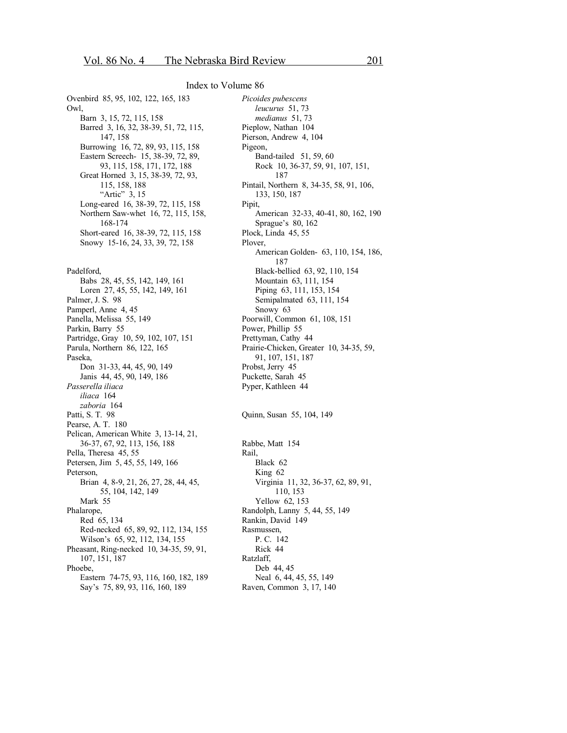## Index to Volume 86

Ovenbird 85, 95, 102, 122, 165, 183
Owl,
- Barn 3, 15, 72, 115, 158
- Barred 3, 16, 32, 38-39, 51, 72, 115, 147, 158
- Burrowing 16, 72, 89, 93, 115, 158
- Eastern Screech- 15, 38-39, 72, 89, 93, 115, 158, 171, 172, 188
- Great Horned 3, 15, 38-39, 72, 93, 115, 158, 188
  - "Artic" 3, 15
- Long-eared 16, 38-39, 72, 115, 158
- Northern Saw-whet 16, 72, 115, 158, 168-174
- Short-eared 16, 38-39, 72, 115, 158
- Snowy 15-16, 24, 33, 39, 72, 158

Padelford,
- Babs 28, 45, 55, 142, 149, 161
- Loren 27, 45, 55, 142, 149, 161

Palmer, J. S. 98
Pamperl, Anne 4, 45
Panella, Melissa 55, 149
Parkin, Barry 55
Partridge, Gray 10, 59, 102, 107, 151
Parula, Northern 86, 122, 165
Paseka,
- Don 31-33, 44, 45, 90, 149
- Janis 44, 45, 90, 149, 186

*Passerella iliaca*
- *iliaca* 164
- *zaboria* 164

Patti, S. T. 98
Pearse, A. T. 180
Pelican, American White 3, 13-14, 21, 36-37, 67, 92, 113, 156, 188
Pella, Theresa 45, 55
Petersen, Jim 5, 45, 55, 149, 166
Peterson,
- Brian 4, 8-9, 21, 26, 27, 28, 44, 45, 55, 104, 142, 149
- Mark 55

Phalarope,
- Red 65, 134
- Red-necked 65, 89, 92, 112, 134, 155
- Wilson's 65, 92, 112, 134, 155

Pheasant, Ring-necked 10, 34-35, 59, 91, 107, 151, 187
Phoebe,
- Eastern 74-75, 93, 116, 160, 182, 189
- Say's 75, 89, 93, 116, 160, 189

*Picoides pubescens*
- *leucurus* 51, 73
- *medianus* 51, 73

Pieplow, Nathan 104
Pierson, Andrew 4, 104
Pigeon,
- Band-tailed 51, 59, 60
- Rock 10, 36-37, 59, 91, 107, 151, 187

Pintail, Northern 8, 34-35, 58, 91, 106, 133, 150, 187
Pipit,
- American 32-33, 40-41, 80, 162, 190
- Sprague's 80, 162

Plock, Linda 45, 55
Plover,
- American Golden- 63, 110, 154, 186, 187
- Black-bellied 63, 92, 110, 154
- Mountain 63, 111, 154
- Piping 63, 111, 153, 154
- Semipalmated 63, 111, 154
- Snowy 63

Poorwill, Common 61, 108, 151
Power, Phillip 55
Prettyman, Cathy 44
Prairie-Chicken, Greater 10, 34-35, 59, 91, 107, 151, 187
Probst, Jerry 45
Puckette, Sarah 45
Pyper, Kathleen 44

Quinn, Susan 55, 104, 149

Rabbe, Matt 154
Rail,
- Black 62
- King 62
- Virginia 11, 32, 36-37, 62, 89, 91, 110, 153
- Yellow 62, 153

Randolph, Lanny 5, 44, 55, 149
Rankin, David 149
Rasmussen,
- P. C. 142
- Rick 44

Ratzlaff,
- Deb 44, 45
- Neal 6, 44, 45, 55, 149

Raven, Common 3, 17, 140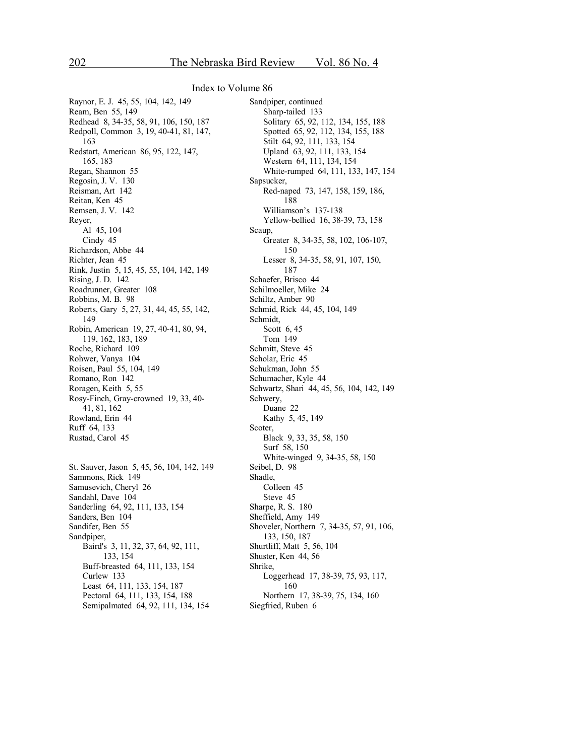## Index to Volume 86

Raynor, E. J. 45, 55, 104, 142, 149
Ream, Ben 55, 149
Redhead 8, 34-35, 58, 91, 106, 150, 187
Redpoll, Common 3, 19, 40-41, 81, 147, 163
Redstart, American 86, 95, 122, 147, 165, 183
Regan, Shannon 55
Regosin, J. V. 130
Reisman, Art 142
Reitan, Ken 45
Remsen, J. V. 142
Reyer,
  Al 45, 104
  Cindy 45
Richardson, Abbe 44
Richter, Jean 45
Rink, Justin 5, 15, 45, 55, 104, 142, 149
Rising, J. D. 142
Roadrunner, Greater 108
Robbins, M. B. 98
Roberts, Gary 5, 27, 31, 44, 45, 55, 142, 149
Robin, American 19, 27, 40-41, 80, 94, 119, 162, 183, 189
Roche, Richard 109
Rohwer, Vanya 104
Roisen, Paul 55, 104, 149
Romano, Ron 142
Roragen, Keith 5, 55
Rosy-Finch, Gray-crowned 19, 33, 40-41, 81, 162
Rowland, Erin 44
Ruff 64, 133
Rustad, Carol 45

St. Sauver, Jason 5, 45, 56, 104, 142, 149
Sammons, Rick 149
Samusevich, Cheryl 26
Sandahl, Dave 104
Sanderling 64, 92, 111, 133, 154
Sanders, Ben 104
Sandifer, Ben 55
Sandpiper,
  Baird's 3, 11, 32, 37, 64, 92, 111, 133, 154
  Buff-breasted 64, 111, 133, 154
  Curlew 133
  Least 64, 111, 133, 154, 187
  Pectoral 64, 111, 133, 154, 188
  Semipalmated 64, 92, 111, 134, 154
Sandpiper, continued
  Sharp-tailed 133
  Solitary 65, 92, 112, 134, 155, 188
  Spotted 65, 92, 112, 134, 155, 188
  Stilt 64, 92, 111, 133, 154
  Upland 63, 92, 111, 133, 154
  Western 64, 111, 134, 154
  White-rumped 64, 111, 133, 147, 154
Sapsucker,
  Red-naped 73, 147, 158, 159, 186, 188
  Williamson's 137-138
  Yellow-bellied 16, 38-39, 73, 158
Scaup,
  Greater 8, 34-35, 58, 102, 106-107, 150
  Lesser 8, 34-35, 58, 91, 107, 150, 187
Schaefer, Brisco 44
Schilmoeller, Mike 24
Schiltz, Amber 90
Schmid, Rick 44, 45, 104, 149
Schmidt,
  Scott 6, 45
  Tom 149
Schmitt, Steve 45
Scholar, Eric 45
Schukman, John 55
Schumacher, Kyle 44
Schwartz, Shari 44, 45, 56, 104, 142, 149
Schwery,
  Duane 22
  Kathy 5, 45, 149
Scoter,
  Black 9, 33, 35, 58, 150
  Surf 58, 150
  White-winged 9, 34-35, 58, 150
Seibel, D. 98
Shadle,
  Colleen 45
  Steve 45
Sharpe, R. S. 180
Sheffield, Amy 149
Shoveler, Northern 7, 34-35, 57, 91, 106, 133, 150, 187
Shurtliff, Matt 5, 56, 104
Shuster, Ken 44, 56
Shrike,
  Loggerhead 17, 38-39, 75, 93, 117, 160
  Northern 17, 38-39, 75, 134, 160
Siegfried, Ruben 6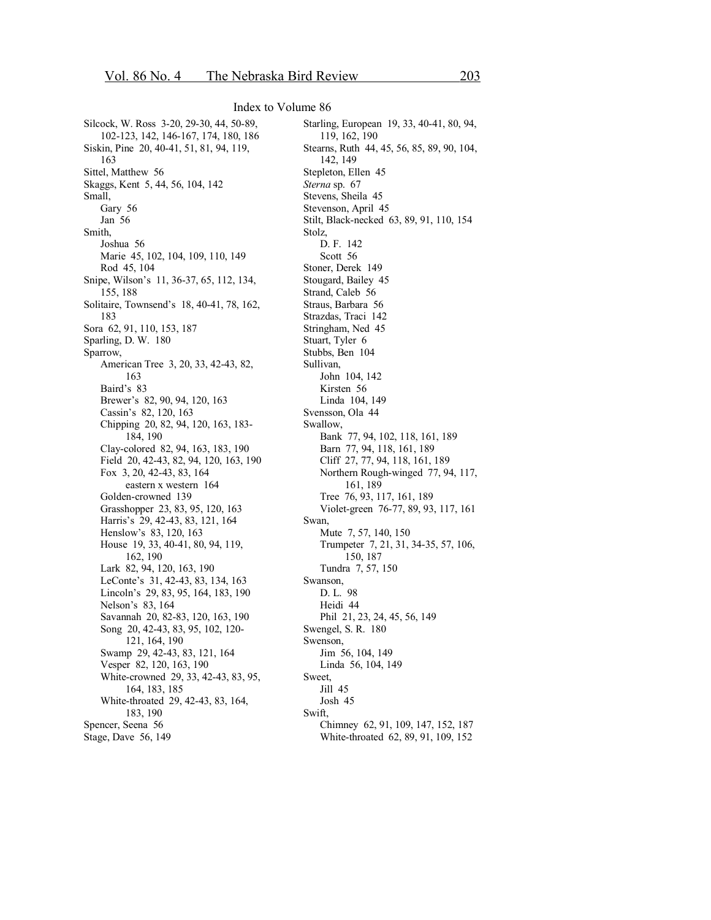Index to Volume 86

Silcock, W. Ross 3-20, 29-30, 44, 50-89, 102-123, 142, 146-167, 174, 180, 186
Siskin, Pine 20, 40-41, 51, 81, 94, 119, 163
Sittel, Matthew 56
Skaggs, Kent 5, 44, 56, 104, 142
Small,
- Gary 56
- Jan 56

Smith,
- Joshua 56
- Marie 45, 102, 104, 109, 110, 149
- Rod 45, 104

Snipe, Wilson's 11, 36-37, 65, 112, 134, 155, 188
Solitaire, Townsend's 18, 40-41, 78, 162, 183
Sora 62, 91, 110, 153, 187
Sparling, D. W. 180
Sparrow,
- American Tree 3, 20, 33, 42-43, 82, 163
- Baird's 83
- Brewer's 82, 90, 94, 120, 163
- Cassin's 82, 120, 163
- Chipping 20, 82, 94, 120, 163, 183-184, 190
- Clay-colored 82, 94, 163, 183, 190
- Field 20, 42-43, 82, 94, 120, 163, 190
- Fox 3, 20, 42-43, 83, 164
    - eastern x western 164
- Golden-crowned 139
- Grasshopper 23, 83, 95, 120, 163
- Harris's 29, 42-43, 83, 121, 164
- Henslow's 83, 120, 163
- House 19, 33, 40-41, 80, 94, 119, 162, 190
- Lark 82, 94, 120, 163, 190
- LeConte's 31, 42-43, 83, 134, 163
- Lincoln's 29, 83, 95, 164, 183, 190
- Nelson's 83, 164
- Savannah 20, 82-83, 120, 163, 190
- Song 20, 42-43, 83, 95, 102, 120-121, 164, 190
- Swamp 29, 42-43, 83, 121, 164
- Vesper 82, 120, 163, 190
- White-crowned 29, 33, 42-43, 83, 95, 164, 183, 185
- White-throated 29, 42-43, 83, 164, 183, 190

Spencer, Seena 56
Stage, Dave 56, 149
Starling, European 19, 33, 40-41, 80, 94, 119, 162, 190
Stearns, Ruth 44, 45, 56, 85, 89, 90, 104, 142, 149
Stepleton, Ellen 45
*Sterna* sp. 67
Stevens, Sheila 45
Stevenson, April 45
Stilt, Black-necked 63, 89, 91, 110, 154
Stolz,
- D. F. 142
- Scott 56

Stoner, Derek 149
Stougard, Bailey 45
Strand, Caleb 56
Straus, Barbara 56
Strazdas, Traci 142
Stringham, Ned 45
Stuart, Tyler 6
Stubbs, Ben 104
Sullivan,
- John 104, 142
- Kirsten 56
- Linda 104, 149

Svensson, Ola 44
Swallow,
- Bank 77, 94, 102, 118, 161, 189
- Barn 77, 94, 118, 161, 189
- Cliff 27, 77, 94, 118, 161, 189
- Northern Rough-winged 77, 94, 117, 161, 189
- Tree 76, 93, 117, 161, 189
- Violet-green 76-77, 89, 93, 117, 161

Swan,
- Mute 7, 57, 140, 150
- Trumpeter 7, 21, 31, 34-35, 57, 106, 150, 187
- Tundra 7, 57, 150

Swanson,
- D. L. 98
- Heidi 44
- Phil 21, 23, 24, 45, 56, 149

Swengel, S. R. 180
Swenson,
- Jim 56, 104, 149
- Linda 56, 104, 149

Sweet,
- Jill 45
- Josh 45

Swift,
- Chimney 62, 91, 109, 147, 152, 187
- White-throated 62, 89, 91, 109, 152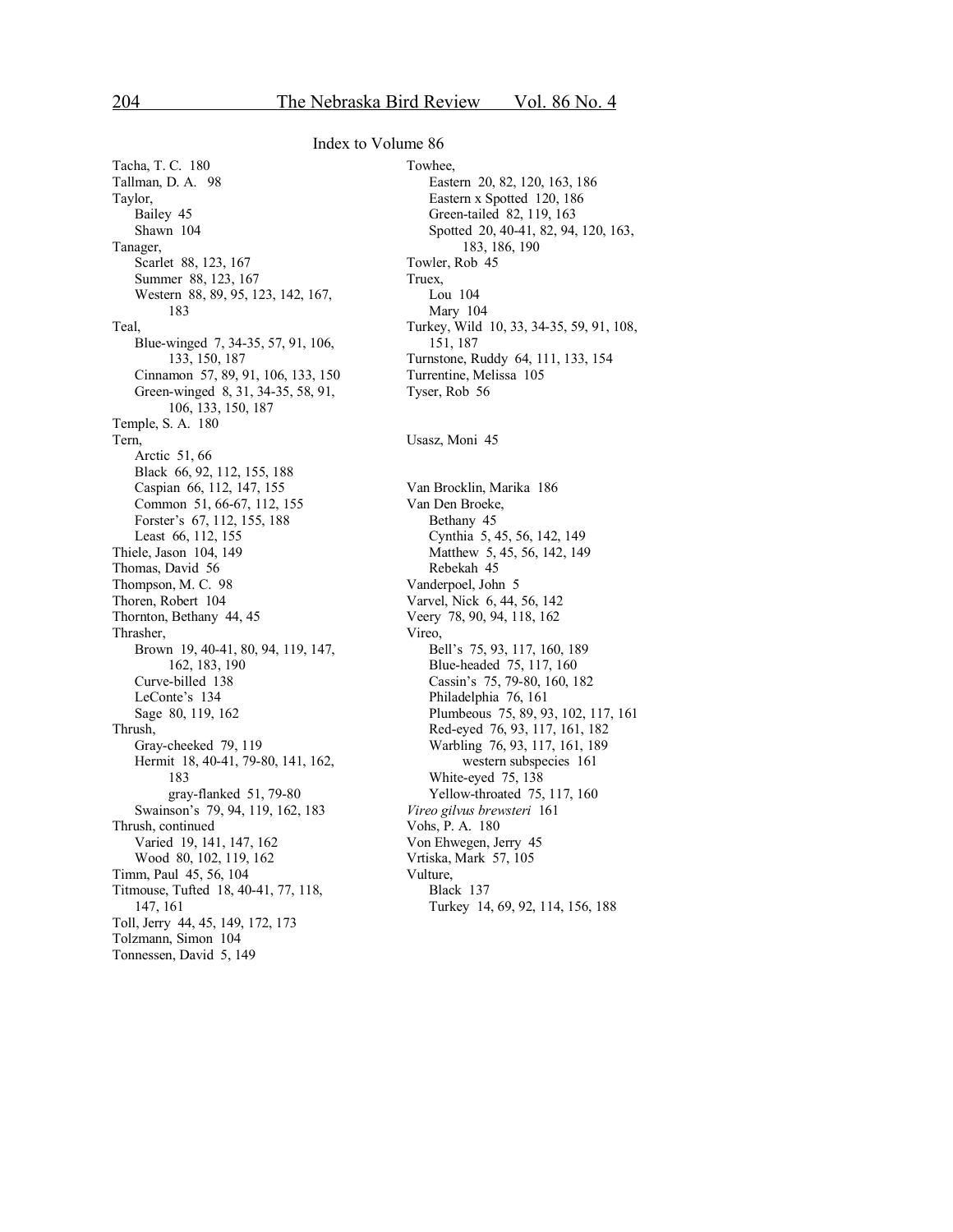## Index to Volume 86

Tacha, T. C. 180
Tallman, D. A. 98
Taylor,
 Bailey 45
 Shawn 104
Tanager,
 Scarlet 88, 123, 167
 Summer 88, 123, 167
 Western 88, 89, 95, 123, 142, 167, 183
Teal,
 Blue-winged 7, 34-35, 57, 91, 106, 133, 150, 187
 Cinnamon 57, 89, 91, 106, 133, 150
 Green-winged 8, 31, 34-35, 58, 91, 106, 133, 150, 187
Temple, S. A. 180
Tern,
 Arctic 51, 66
 Black 66, 92, 112, 155, 188
 Caspian 66, 112, 147, 155
 Common 51, 66-67, 112, 155
 Forster's 67, 112, 155, 188
 Least 66, 112, 155
Thiele, Jason 104, 149
Thomas, David 56
Thompson, M. C. 98
Thoren, Robert 104
Thornton, Bethany 44, 45
Thrasher,
 Brown 19, 40-41, 80, 94, 119, 147, 162, 183, 190
 Curve-billed 138
 LeConte's 134
 Sage 80, 119, 162
Thrush,
 Gray-cheeked 79, 119
 Hermit 18, 40-41, 79-80, 141, 162, 183
  gray-flanked 51, 79-80
 Swainson's 79, 94, 119, 162, 183
Thrush, continued
 Varied 19, 141, 147, 162
 Wood 80, 102, 119, 162
Timm, Paul 45, 56, 104
Titmouse, Tufted 18, 40-41, 77, 118, 147, 161
Toll, Jerry 44, 45, 149, 172, 173
Tolzmann, Simon 104
Tonnessen, David 5, 149
Towhee,
 Eastern 20, 82, 120, 163, 186
 Eastern x Spotted 120, 186
 Green-tailed 82, 119, 163
 Spotted 20, 40-41, 82, 94, 120, 163, 183, 186, 190
Towler, Rob 45
Truex,
 Lou 104
 Mary 104
Turkey, Wild 10, 33, 34-35, 59, 91, 108, 151, 187
Turnstone, Ruddy 64, 111, 133, 154
Turrentine, Melissa 105
Tyser, Rob 56

Usasz, Moni 45

Van Brocklin, Marika 186
Van Den Broeke,
 Bethany 45
 Cynthia 5, 45, 56, 142, 149
 Matthew 5, 45, 56, 142, 149
 Rebekah 45
Vanderpoel, John 5
Varvel, Nick 6, 44, 56, 142
Veery 78, 90, 94, 118, 162
Vireo,
 Bell's 75, 93, 117, 160, 189
 Blue-headed 75, 117, 160
 Cassin's 75, 79-80, 160, 182
 Philadelphia 76, 161
 Plumbeous 75, 89, 93, 102, 117, 161
 Red-eyed 76, 93, 117, 161, 182
 Warbling 76, 93, 117, 161, 189
  western subspecies 161
 White-eyed 75, 138
 Yellow-throated 75, 117, 160
*Vireo gilvus brewsteri* 161
Vohs, P. A. 180
Von Ehwegen, Jerry 45
Vrtiska, Mark 57, 105
Vulture,
 Black 137
 Turkey 14, 69, 92, 114, 156, 188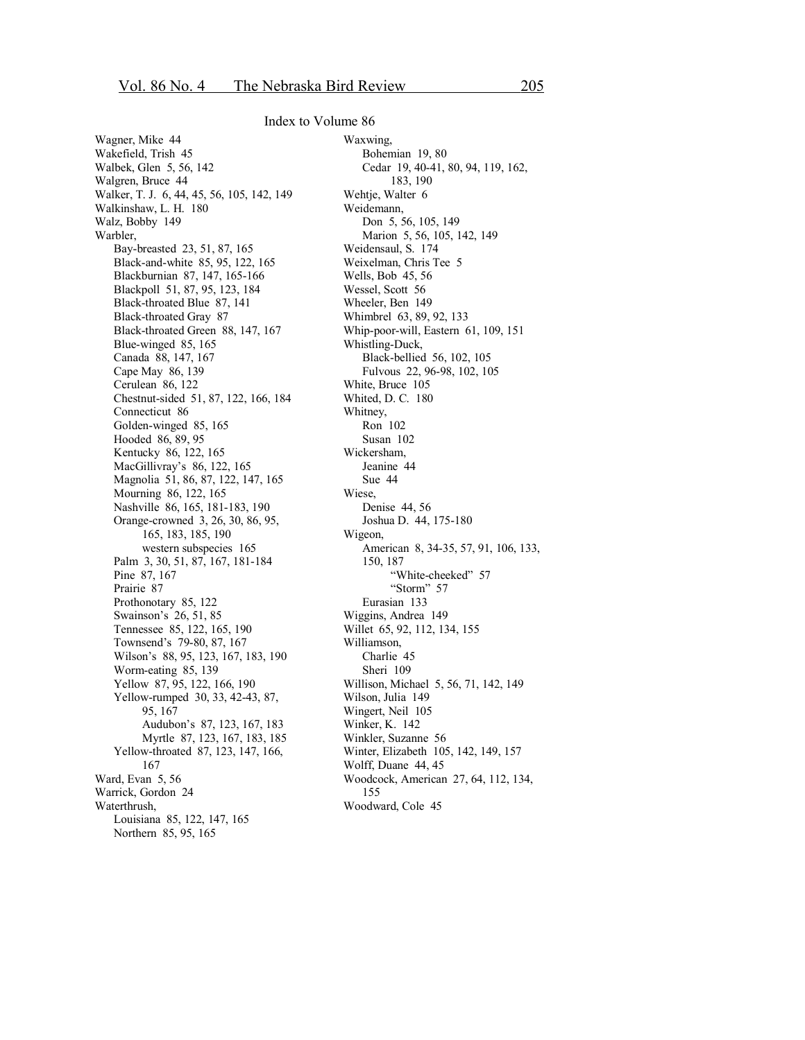## Index to Volume 86

Wagner, Mike 44
Wakefield, Trish 45
Walbek, Glen 5, 56, 142
Walgren, Bruce 44
Walker, T. J. 6, 44, 45, 56, 105, 142, 149
Walkinshaw, L. H. 180
Walz, Bobby 149
Warbler,
- Bay-breasted 23, 51, 87, 165
- Black-and-white 85, 95, 122, 165
- Blackburnian 87, 147, 165-166
- Blackpoll 51, 87, 95, 123, 184
- Black-throated Blue 87, 141
- Black-throated Gray 87
- Black-throated Green 88, 147, 167
- Blue-winged 85, 165
- Canada 88, 147, 167
- Cape May 86, 139
- Cerulean 86, 122
- Chestnut-sided 51, 87, 122, 166, 184
- Connecticut 86
- Golden-winged 85, 165
- Hooded 86, 89, 95
- Kentucky 86, 122, 165
- MacGillivray's 86, 122, 165
- Magnolia 51, 86, 87, 122, 147, 165
- Mourning 86, 122, 165
- Nashville 86, 165, 181-183, 190
- Orange-crowned 3, 26, 30, 86, 95, 165, 183, 185, 190
  - western subspecies 165
- Palm 3, 30, 51, 87, 167, 181-184
- Pine 87, 167
- Prairie 87
- Prothonotary 85, 122
- Swainson's 26, 51, 85
- Tennessee 85, 122, 165, 190
- Townsend's 79-80, 87, 167
- Wilson's 88, 95, 123, 167, 183, 190
- Worm-eating 85, 139
- Yellow 87, 95, 122, 166, 190
- Yellow-rumped 30, 33, 42-43, 87, 95, 167
  - Audubon's 87, 123, 167, 183
  - Myrtle 87, 123, 167, 183, 185
- Yellow-throated 87, 123, 147, 166, 167

Ward, Evan 5, 56
Warrick, Gordon 24
Waterthrush,
- Louisiana 85, 122, 147, 165
- Northern 85, 95, 165

Waxwing,
- Bohemian 19, 80
- Cedar 19, 40-41, 80, 94, 119, 162, 183, 190

Wehtje, Walter 6
Weidemann,
- Don 5, 56, 105, 149
- Marion 5, 56, 105, 142, 149

Weidensaul, S. 174
Weixelman, Chris Tee 5
Wells, Bob 45, 56
Wessel, Scott 56
Wheeler, Ben 149
Whimbrel 63, 89, 92, 133
Whip-poor-will, Eastern 61, 109, 151
Whistling-Duck,
- Black-bellied 56, 102, 105
- Fulvous 22, 96-98, 102, 105

White, Bruce 105
Whited, D. C. 180
Whitney,
- Ron 102
- Susan 102

Wickersham,
- Jeanine 44
- Sue 44

Wiese,
- Denise 44, 56
- Joshua D. 44, 175-180

Wigeon,
- American 8, 34-35, 57, 91, 106, 133, 150, 187
  - "White-cheeked" 57
  - "Storm" 57
- Eurasian 133

Wiggins, Andrea 149
Willet 65, 92, 112, 134, 155
Williamson,
- Charlie 45
- Sheri 109

Willison, Michael 5, 56, 71, 142, 149
Wilson, Julia 149
Wingert, Neil 105
Winker, K. 142
Winkler, Suzanne 56
Winter, Elizabeth 105, 142, 149, 157
Wolff, Duane 44, 45
Woodcock, American 27, 64, 112, 134, 155
Woodward, Cole 45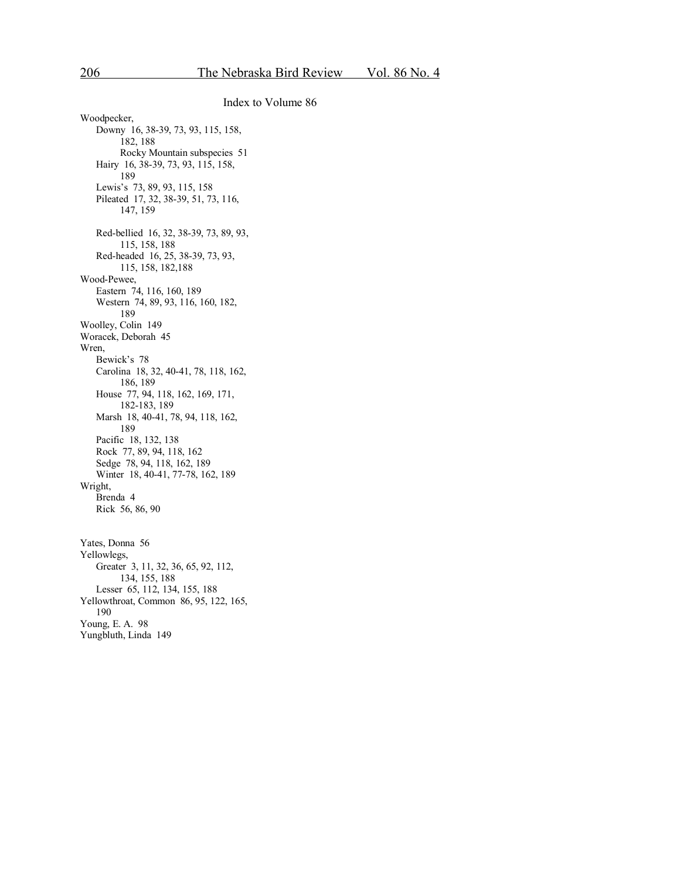Index to Volume 86

Woodpecker,
- Downy 16, 38-39, 73, 93, 115, 158, 182, 188
  - Rocky Mountain subspecies 51
- Hairy 16, 38-39, 73, 93, 115, 158, 189
- Lewis's 73, 89, 93, 115, 158
- Pileated 17, 32, 38-39, 51, 73, 116, 147, 159
- Red-bellied 16, 32, 38-39, 73, 89, 93, 115, 158, 188
- Red-headed 16, 25, 38-39, 73, 93, 115, 158, 182,188

Wood-Pewee,
- Eastern 74, 116, 160, 189
- Western 74, 89, 93, 116, 160, 182, 189

Woolley, Colin 149

Woracek, Deborah 45

Wren,
- Bewick's 78
- Carolina 18, 32, 40-41, 78, 118, 162, 186, 189
- House 77, 94, 118, 162, 169, 171, 182-183, 189
- Marsh 18, 40-41, 78, 94, 118, 162, 189
- Pacific 18, 132, 138
- Rock 77, 89, 94, 118, 162
- Sedge 78, 94, 118, 162, 189
- Winter 18, 40-41, 77-78, 162, 189

Wright,
- Brenda 4
- Rick 56, 86, 90

Yates, Donna 56

Yellowlegs,
- Greater 3, 11, 32, 36, 65, 92, 112, 134, 155, 188
- Lesser 65, 112, 134, 155, 188

Yellowthroat, Common 86, 95, 122, 165, 190

Young, E. A. 98

Yungbluth, Linda 149